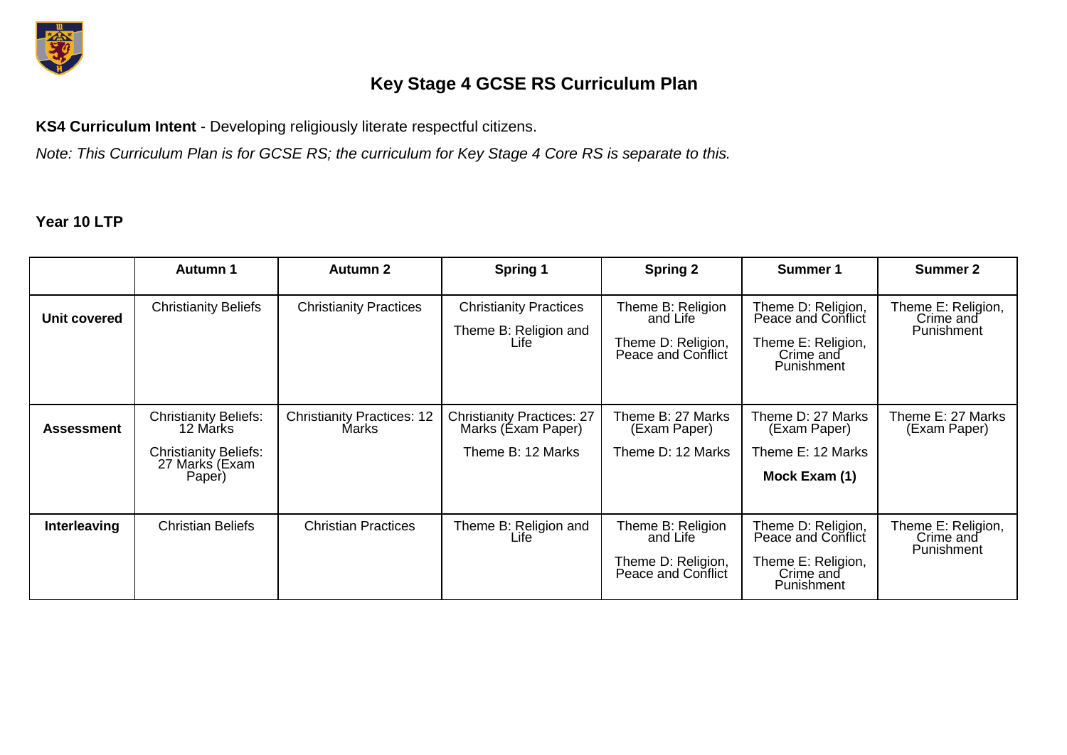# Key Stage 4 GCSE RS Curriculum Plan

**KS4 Curriculum Intent** - Developing religiously literate respectful citizens.

*Note: This Curriculum Plan is for GCSE RS; the curriculum for Key Stage 4 Core RS is separate to this.*

## Year 10 LTP

| | Autumn 1 | Autumn 2 | Spring 1 | Spring 2 | Summer 1 | Summer 2 |
|---|---|---|---|---|---|---|
| **Unit covered** | Christianity Beliefs | Christianity Practices | Christianity Practices<br>Theme B: Religion and Life | Theme B: Religion and Life<br>Theme D: Religion, Peace and Conflict | Theme D: Religion, Peace and Conflict<br>Theme E: Religion, Crime and Punishment | Theme E: Religion, Crime and Punishment |
| **Assessment** | Christianity Beliefs: 12 Marks<br>Christianity Beliefs: 27 Marks (Exam Paper) | Christianity Practices: 12 Marks | Christianity Practices: 27 Marks (Exam Paper)<br>Theme B: 12 Marks | Theme B: 27 Marks (Exam Paper)<br>Theme D: 12 Marks | Theme D: 27 Marks (Exam Paper)<br>Theme E: 12 Marks<br>**Mock Exam (1)** | Theme E: 27 Marks (Exam Paper) |
| **Interleaving** | Christian Beliefs | Christian Practices | Theme B: Religion and Life | Theme B: Religion and Life<br>Theme D: Religion, Peace and Conflict | Theme D: Religion, Peace and Conflict<br>Theme E: Religion, Crime and Punishment | Theme E: Religion, Crime and Punishment |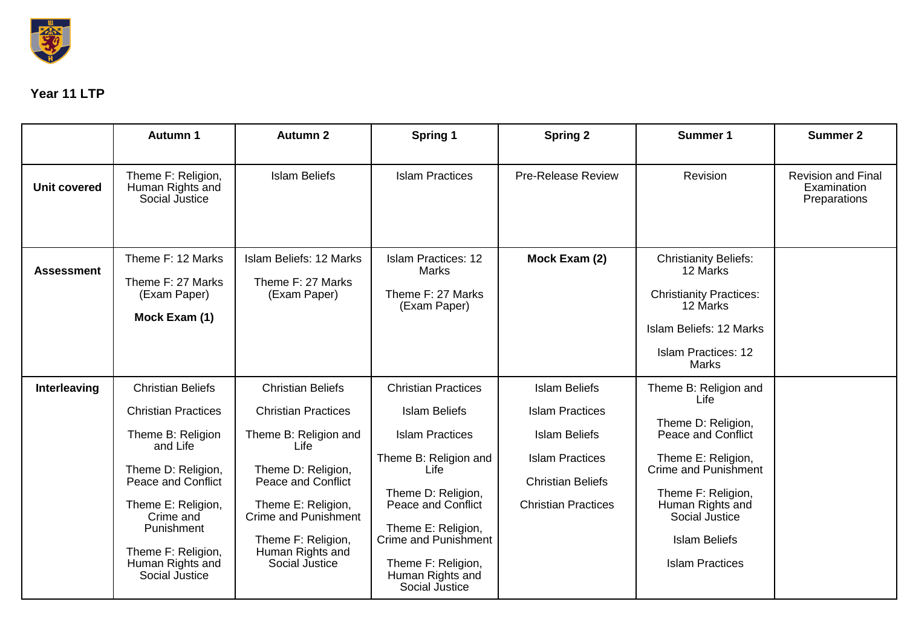**Year 11 LTP**

| | Autumn 1 | Autumn 2 | Spring 1 | Spring 2 | Summer 1 | Summer 2 |
|---|---|---|---|---|---|---|
| **Unit covered** | Theme F: Religion, Human Rights and Social Justice | Islam Beliefs | Islam Practices | Pre-Release Review | Revision | Revision and Final Examination Preparations |
| **Assessment** | Theme F: 12 Marks<br><br>Theme F: 27 Marks (Exam Paper)<br><br>**Mock Exam (1)** | Islam Beliefs: 12 Marks<br><br>Theme F: 27 Marks (Exam Paper) | Islam Practices: 12 Marks<br><br>Theme F: 27 Marks (Exam Paper) | **Mock Exam (2)** | Christianity Beliefs: 12 Marks<br><br>Christianity Practices: 12 Marks<br><br>Islam Beliefs: 12 Marks<br><br>Islam Practices: 12 Marks | |
| **Interleaving** | Christian Beliefs<br><br>Christian Practices<br><br>Theme B: Religion and Life<br><br>Theme D: Religion, Peace and Conflict<br><br>Theme E: Religion, Crime and Punishment<br><br>Theme F: Religion, Human Rights and Social Justice | Christian Beliefs<br><br>Christian Practices<br><br>Theme B: Religion and Life<br><br>Theme D: Religion, Peace and Conflict<br><br>Theme E: Religion, Crime and Punishment<br><br>Theme F: Religion, Human Rights and Social Justice | Christian Practices<br><br>Islam Beliefs<br><br>Islam Practices<br><br>Theme B: Religion and Life<br><br>Theme D: Religion, Peace and Conflict<br><br>Theme E: Religion, Crime and Punishment<br><br>Theme F: Religion, Human Rights and Social Justice | Islam Beliefs<br><br>Islam Practices<br><br>Islam Beliefs<br><br>Islam Practices<br><br>Christian Beliefs<br><br>Christian Practices | Theme B: Religion and Life<br><br>Theme D: Religion, Peace and Conflict<br><br>Theme E: Religion, Crime and Punishment<br><br>Theme F: Religion, Human Rights and Social Justice<br><br>Islam Beliefs<br><br>Islam Practices | |